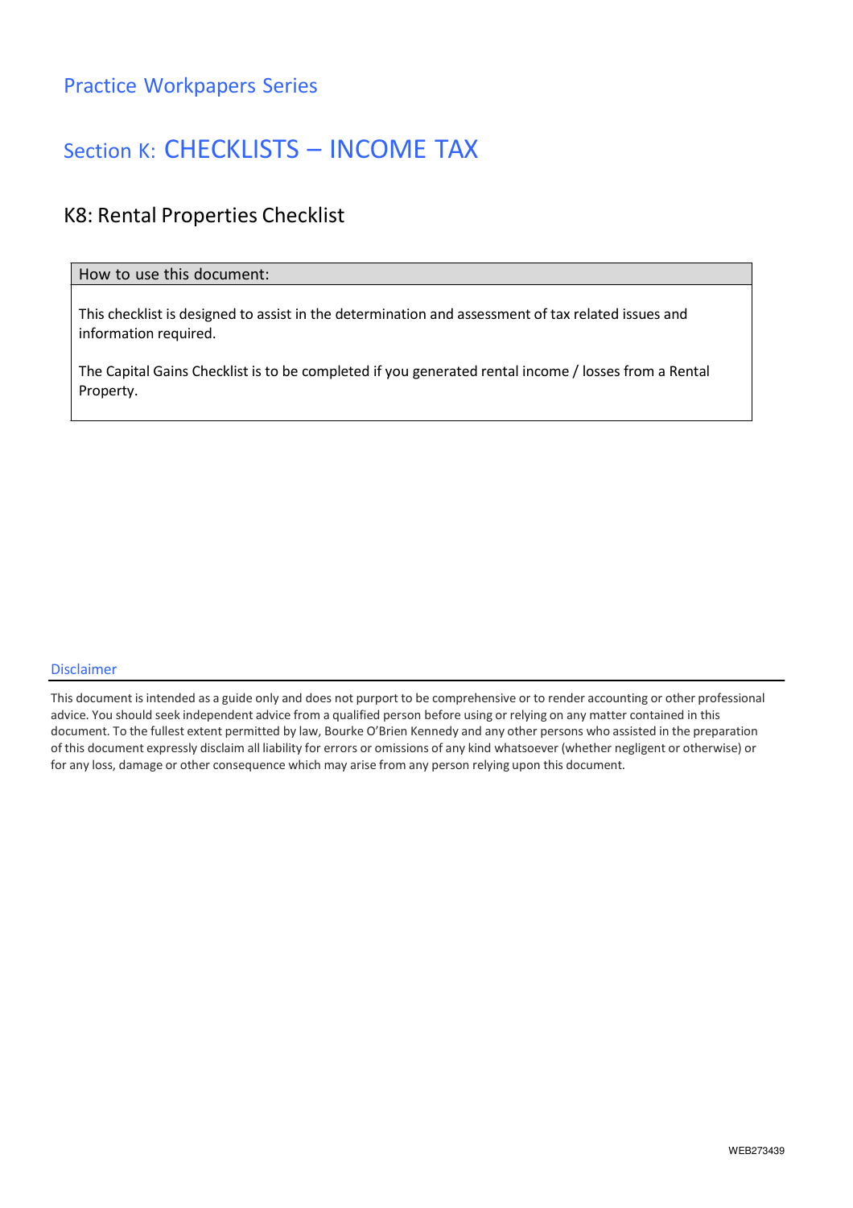Practice Workpapers Series

# Section K: CHECKLISTS – INCOME TAX

## K8: Rental Properties Checklist

| How to use this document: |
| --- |
| This checklist is designed to assist in the determination and assessment of tax related issues and information required.<br><br>The Capital Gains Checklist is to be completed if you generated rental income / losses from a Rental Property. |

### Disclaimer

This document is intended as a guide only and does not purport to be comprehensive or to render accounting or other professional advice. You should seek independent advice from a qualified person before using or relying on any matter contained in this document. To the fullest extent permitted by law, Bourke O'Brien Kennedy and any other persons who assisted in the preparation of this document expressly disclaim all liability for errors or omissions of any kind whatsoever (whether negligent or otherwise) or for any loss, damage or other consequence which may arise from any person relying upon this document.

WEB273439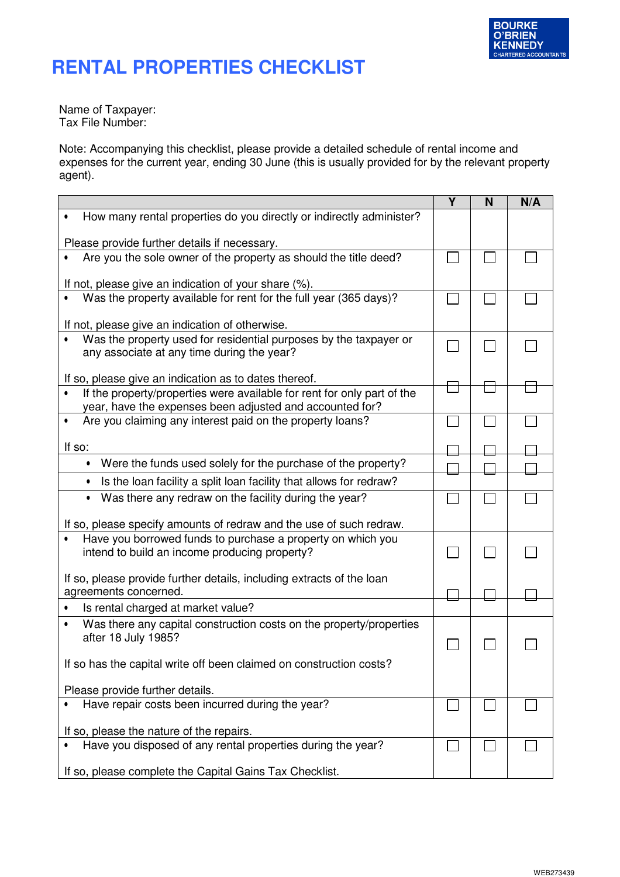BOURKE O'BRIEN KENNEDY CHARTERED ACCOUNTANTS

# RENTAL PROPERTIES CHECKLIST

Name of Taxpayer:
Tax File Number:

Note: Accompanying this checklist, please provide a detailed schedule of rental income and expenses for the current year, ending 30 June (this is usually provided for by the relevant property agent).

| | Y | N | N/A |
|---|---|---|---|
| • How many rental properties do you directly or indirectly administer?<br><br>Please provide further details if necessary. | | | |
| • Are you the sole owner of the property as should the title deed?<br><br>If not, please give an indication of your share (%). | ☐ | ☐ | ☐ |
| • Was the property available for rent for the full year (365 days)?<br><br>If not, please give an indication of otherwise. | ☐ | ☐ | ☐ |
| • Was the property used for residential purposes by the taxpayer or any associate at any time during the year?<br><br>If so, please give an indication as to dates thereof. | ☐ | ☐ | ☐ |
| • If the property/properties were available for rent for only part of the year, have the expenses been adjusted and accounted for? | ☐ | ☐ | ☐ |
| • Are you claiming any interest paid on the property loans?<br><br>If so: | ☐ | ☐ | ☐ |
| • Were the funds used solely for the purchase of the property? | ☐ | ☐ | ☐ |
| • Is the loan facility a split loan facility that allows for redraw? | ☐ | ☐ | ☐ |
| • Was there any redraw on the facility during the year?<br><br>If so, please specify amounts of redraw and the use of such redraw. | ☐ | ☐ | ☐ |
| • Have you borrowed funds to purchase a property on which you intend to build an income producing property?<br><br>If so, please provide further details, including extracts of the loan agreements concerned. | ☐ | ☐ | ☐ |
| • Is rental charged at market value? | ☐ | ☐ | ☐ |
| • Was there any capital construction costs on the property/properties after 18 July 1985?<br><br>If so has the capital write off been claimed on construction costs?<br><br>Please provide further details. | ☐ | ☐ | ☐ |
| • Have repair costs been incurred during the year?<br><br>If so, please the nature of the repairs. | ☐ | ☐ | ☐ |
| • Have you disposed of any rental properties during the year?<br><br>If so, please complete the Capital Gains Tax Checklist. | ☐ | ☐ | ☐ |

WEB273439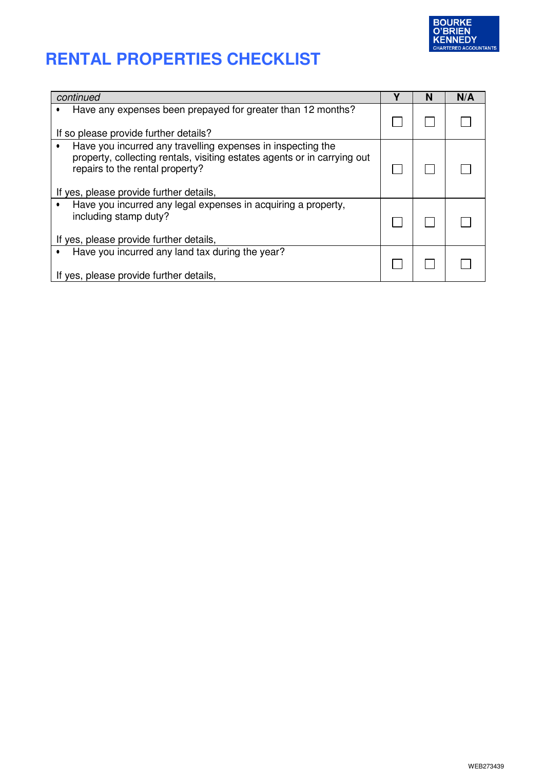# RENTAL PROPERTIES CHECKLIST

| *continued* | Y | N | N/A |
|---|---|---|---|
| • Have any expenses been prepayed for greater than 12 months?<br><br>If so please provide further details? | ☐ | ☐ | ☐ |
| • Have you incurred any travelling expenses in inspecting the property, collecting rentals, visiting estates agents or in carrying out repairs to the rental property?<br><br>If yes, please provide further details, | ☐ | ☐ | ☐ |
| • Have you incurred any legal expenses in acquiring a property, including stamp duty?<br><br>If yes, please provide further details, | ☐ | ☐ | ☐ |
| • Have you incurred any land tax during the year?<br><br>If yes, please provide further details, | ☐ | ☐ | ☐ |